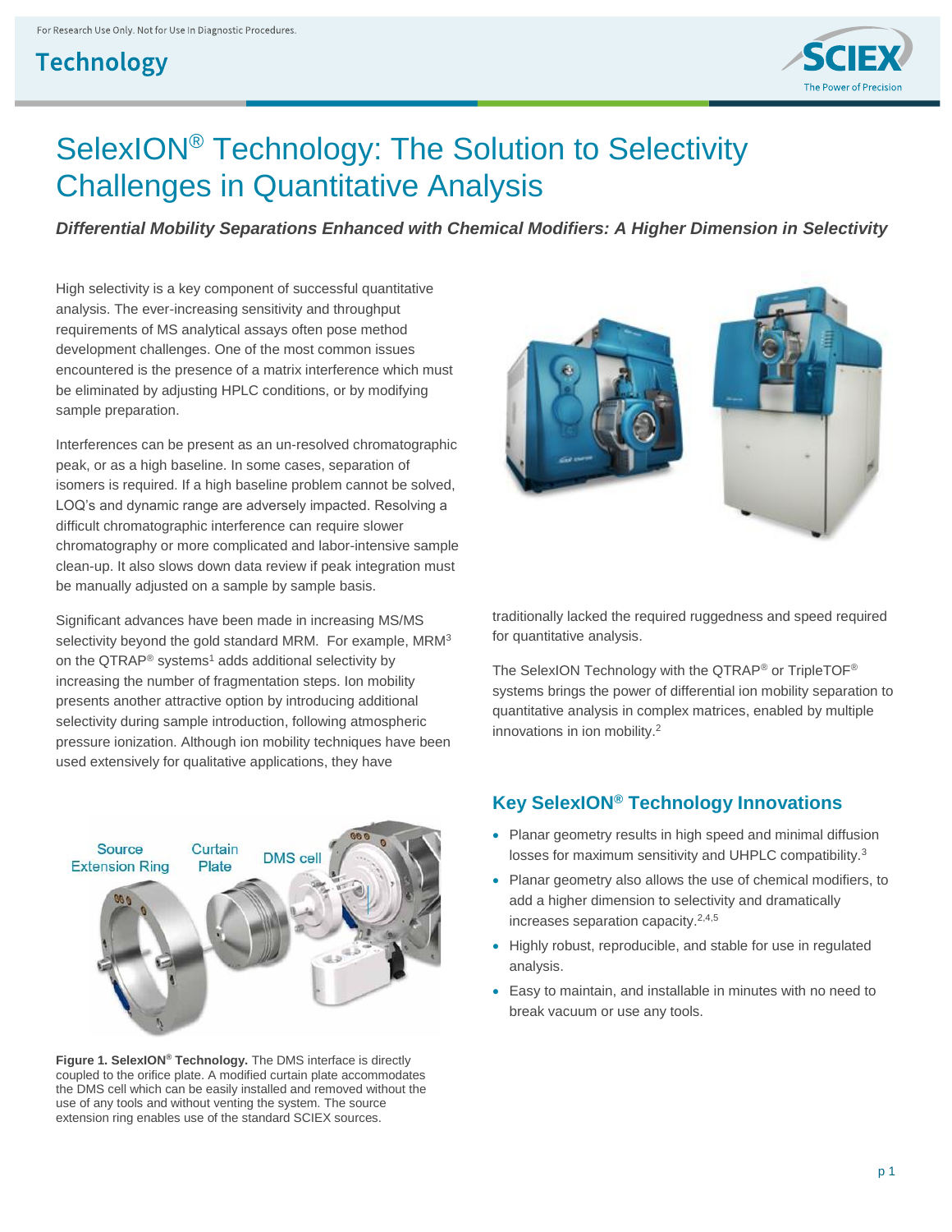For Research Use Only. Not for Use In Diagnostic Procedures.

**Technology**

# SelexION® Technology: The Solution to Selectivity Challenges in Quantitative Analysis

***Differential Mobility Separations Enhanced with Chemical Modifiers: A Higher Dimension in Selectivity***

High selectivity is a key component of successful quantitative analysis. The ever-increasing sensitivity and throughput requirements of MS analytical assays often pose method development challenges. One of the most common issues encountered is the presence of a matrix interference which must be eliminated by adjusting HPLC conditions, or by modifying sample preparation.

Interferences can be present as an un-resolved chromatographic peak, or as a high baseline. In some cases, separation of isomers is required. If a high baseline problem cannot be solved, LOQ's and dynamic range are adversely impacted. Resolving a difficult chromatographic interference can require slower chromatography or more complicated and labor-intensive sample clean-up. It also slows down data review if peak integration must be manually adjusted on a sample by sample basis.

Significant advances have been made in increasing MS/MS selectivity beyond the gold standard MRM. For example, MRM[3] on the QTRAP® systems[1] adds additional selectivity by increasing the number of fragmentation steps. Ion mobility presents another attractive option by introducing additional selectivity during sample introduction, following atmospheric pressure ionization. Although ion mobility techniques have been used extensively for qualitative applications, they have traditionally lacked the required ruggedness and speed required for quantitative analysis.

The SelexION Technology with the QTRAP® or TripleTOF® systems brings the power of differential ion mobility separation to quantitative analysis in complex matrices, enabled by multiple innovations in ion mobility.[2]

Source Extension Ring | Curtain Plate | DMS cell

**Figure 1. SelexION® Technology.** The DMS interface is directly coupled to the orifice plate. A modified curtain plate accommodates the DMS cell which can be easily installed and removed without the use of any tools and without venting the system. The source extension ring enables use of the standard SCIEX sources.

## Key SelexION® Technology Innovations

- Planar geometry results in high speed and minimal diffusion losses for maximum sensitivity and UHPLC compatibility.[3]
- Planar geometry also allows the use of chemical modifiers, to add a higher dimension to selectivity and dramatically increases separation capacity.[2,4,5]
- Highly robust, reproducible, and stable for use in regulated analysis.
- Easy to maintain, and installable in minutes with no need to break vacuum or use any tools.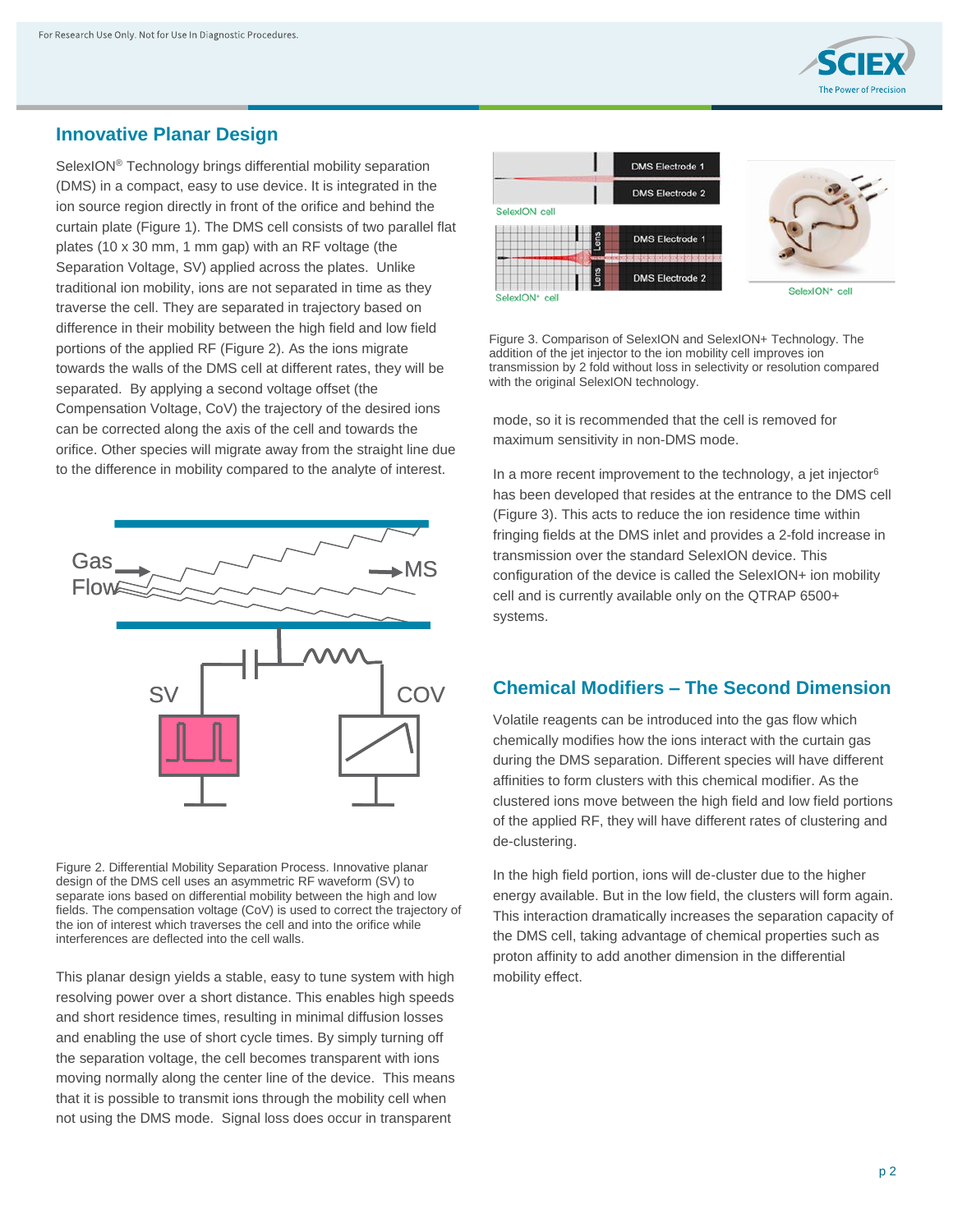## Innovative Planar Design

SelexION® Technology brings differential mobility separation (DMS) in a compact, easy to use device. It is integrated in the ion source region directly in front of the orifice and behind the curtain plate (Figure 1). The DMS cell consists of two parallel flat plates (10 x 30 mm, 1 mm gap) with an RF voltage (the Separation Voltage, SV) applied across the plates. Unlike traditional ion mobility, ions are not separated in time as they traverse the cell. They are separated in trajectory based on difference in their mobility between the high field and low field portions of the applied RF (Figure 2). As the ions migrate towards the walls of the DMS cell at different rates, they will be separated. By applying a second voltage offset (the Compensation Voltage, CoV) the trajectory of the desired ions can be corrected along the axis of the cell and towards the orifice. Other species will migrate away from the straight line due to the difference in mobility compared to the analyte of interest.

Figure 2. Differential Mobility Separation Process. Innovative planar design of the DMS cell uses an asymmetric RF waveform (SV) to separate ions based on differential mobility between the high and low fields. The compensation voltage (CoV) is used to correct the trajectory of the ion of interest which traverses the cell and into the orifice while interferences are deflected into the cell walls.

This planar design yields a stable, easy to tune system with high resolving power over a short distance. This enables high speeds and short residence times, resulting in minimal diffusion losses and enabling the use of short cycle times. By simply turning off the separation voltage, the cell becomes transparent with ions moving normally along the center line of the device. This means that it is possible to transmit ions through the mobility cell when not using the DMS mode. Signal loss does occur in transparent mode, so it is recommended that the cell is removed for maximum sensitivity in non-DMS mode.

Figure 3. Comparison of SelexION and SelexION+ Technology. The addition of the jet injector to the ion mobility cell improves ion transmission by 2 fold without loss in selectivity or resolution compared with the original SelexION technology.

In a more recent improvement to the technology, a jet injector[6] has been developed that resides at the entrance to the DMS cell (Figure 3). This acts to reduce the ion residence time within fringing fields at the DMS inlet and provides a 2-fold increase in transmission over the standard SelexION device. This configuration of the device is called the SelexION+ ion mobility cell and is currently available only on the QTRAP 6500+ systems.

## Chemical Modifiers – The Second Dimension

Volatile reagents can be introduced into the gas flow which chemically modifies how the ions interact with the curtain gas during the DMS separation. Different species will have different affinities to form clusters with this chemical modifier. As the clustered ions move between the high field and low field portions of the applied RF, they will have different rates of clustering and de-clustering.

In the high field portion, ions will de-cluster due to the higher energy available. But in the low field, the clusters will form again. This interaction dramatically increases the separation capacity of the DMS cell, taking advantage of chemical properties such as proton affinity to add another dimension in the differential mobility effect.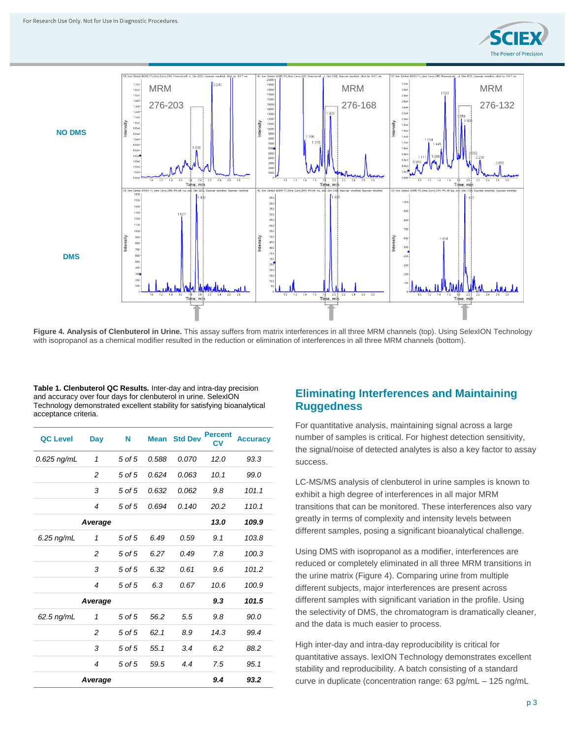**Figure 4. Analysis of Clenbuterol in Urine.** This assay suffers from matrix interferences in all three MRM channels (top). Using SelexION Technology with isopropanol as a chemical modifier resulted in the reduction or elimination of interferences in all three MRM channels (bottom).

**Table 1. Clenbuterol QC Results.** Inter-day and intra-day precision and accuracy over four days for clenbuterol in urine. SelexION Technology demonstrated excellent stability for satisfying bioanalytical acceptance criteria.

| QC Level | Day | N | Mean | Std Dev | Percent CV | Accuracy |
|---|---|---|---|---|---|---|
| *0.625 ng/mL* | *1* | *5 of 5* | *0.588* | *0.070* | *12.0* | *93.3* |
| | *2* | *5 of 5* | *0.624* | *0.063* | *10.1* | *99.0* |
| | *3* | *5 of 5* | *0.632* | *0.062* | *9.8* | *101.1* |
| | *4* | *5 of 5* | *0.694* | *0.140* | *20.2* | *110.1* |
| | ***Average*** | | | | ***13.0*** | ***109.9*** |
| *6.25 ng/mL* | *1* | *5 of 5* | *6.49* | *0.59* | *9.1* | *103.8* |
| | *2* | *5 of 5* | *6.27* | *0.49* | *7.8* | *100.3* |
| | *3* | *5 of 5* | *6.32* | *0.61* | *9.6* | *101.2* |
| | *4* | *5 of 5* | *6.3* | *0.67* | *10.6* | *100.9* |
| | ***Average*** | | | | ***9.3*** | ***101.5*** |
| *62.5 ng/mL* | *1* | *5 of 5* | *56.2* | *5.5* | *9.8* | *90.0* |
| | *2* | *5 of 5* | *62.1* | *8.9* | *14.3* | *99.4* |
| | *3* | *5 of 5* | *55.1* | *3.4* | *6.2* | *88.2* |
| | *4* | *5 of 5* | *59.5* | *4.4* | *7.5* | *95.1* |
| | ***Average*** | | | | ***9.4*** | ***93.2*** |

## Eliminating Interferences and Maintaining Ruggedness

For quantitative analysis, maintaining signal across a large number of samples is critical. For highest detection sensitivity, the signal/noise of detected analytes is also a key factor to assay success.

LC-MS/MS analysis of clenbuterol in urine samples is known to exhibit a high degree of interferences in all major MRM transitions that can be monitored. These interferences also vary greatly in terms of complexity and intensity levels between different samples, posing a significant bioanalytical challenge.

Using DMS with isopropanol as a modifier, interferences are reduced or completely eliminated in all three MRM transitions in the urine matrix (Figure 4). Comparing urine from multiple different subjects, major interferences are present across different samples with significant variation in the profile. Using the selectivity of DMS, the chromatogram is dramatically cleaner, and the data is much easier to process.

High inter-day and intra-day reproducibility is critical for quantitative assays. IexION Technology demonstrates excellent stability and reproducibility. A batch consisting of a standard curve in duplicate (concentration range: 63 pg/mL – 125 ng/mL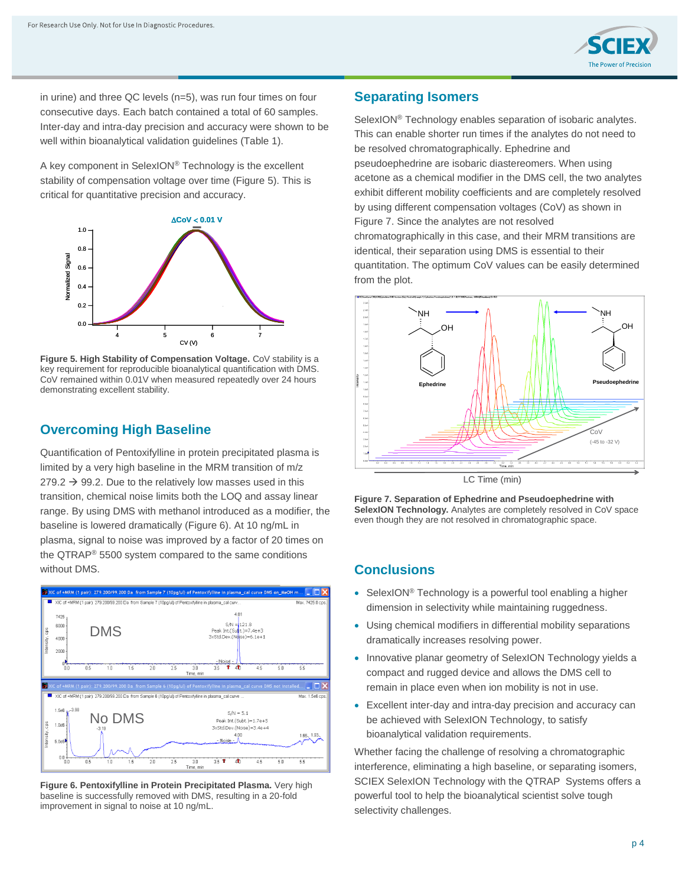in urine) and three QC levels (n=5), was run four times on four consecutive days. Each batch contained a total of 60 samples. Inter-day and intra-day precision and accuracy were shown to be well within bioanalytical validation guidelines (Table 1).

A key component in SelexION® Technology is the excellent stability of compensation voltage over time (Figure 5). This is critical for quantitative precision and accuracy.

**Figure 5. High Stability of Compensation Voltage.** CoV stability is a key requirement for reproducible bioanalytical quantification with DMS. CoV remained within 0.01V when measured repeatedly over 24 hours demonstrating excellent stability.

## Overcoming High Baseline

Quantification of Pentoxifylline in protein precipitated plasma is limited by a very high baseline in the MRM transition of m/z 279.2 → 99.2. Due to the relatively low masses used in this transition, chemical noise limits both the LOQ and assay linear range. By using DMS with methanol introduced as a modifier, the baseline is lowered dramatically (Figure 6). At 10 ng/mL in plasma, signal to noise was improved by a factor of 20 times on the QTRAP® 5500 system compared to the same conditions without DMS.

**Figure 6. Pentoxifylline in Protein Precipitated Plasma.** Very high baseline is successfully removed with DMS, resulting in a 20-fold improvement in signal to noise at 10 ng/mL.

## Separating Isomers

SelexION® Technology enables separation of isobaric analytes. This can enable shorter run times if the analytes do not need to be resolved chromatographically. Ephedrine and pseudoephedrine are isobaric diastereomers. When using acetone as a chemical modifier in the DMS cell, the two analytes exhibit different mobility coefficients and are completely resolved by using different compensation voltages (CoV) as shown in Figure 7. Since the analytes are not resolved chromatographically in this case, and their MRM transitions are identical, their separation using DMS is essential to their quantitation. The optimum CoV values can be easily determined from the plot.

**Figure 7. Separation of Ephedrine and Pseudoephedrine with SelexION Technology.** Analytes are completely resolved in CoV space even though they are not resolved in chromatographic space.

## Conclusions

- SelexION® Technology is a powerful tool enabling a higher dimension in selectivity while maintaining ruggedness.
- Using chemical modifiers in differential mobility separations dramatically increases resolving power.
- Innovative planar geometry of SelexION Technology yields a compact and rugged device and allows the DMS cell to remain in place even when ion mobility is not in use.
- Excellent inter-day and intra-day precision and accuracy can be achieved with SelexION Technology, to satisfy bioanalytical validation requirements.

Whether facing the challenge of resolving a chromatographic interference, eliminating a high baseline, or separating isomers, SCIEX SelexION Technology with the QTRAP Systems offers a powerful tool to help the bioanalytical scientist solve tough selectivity challenges.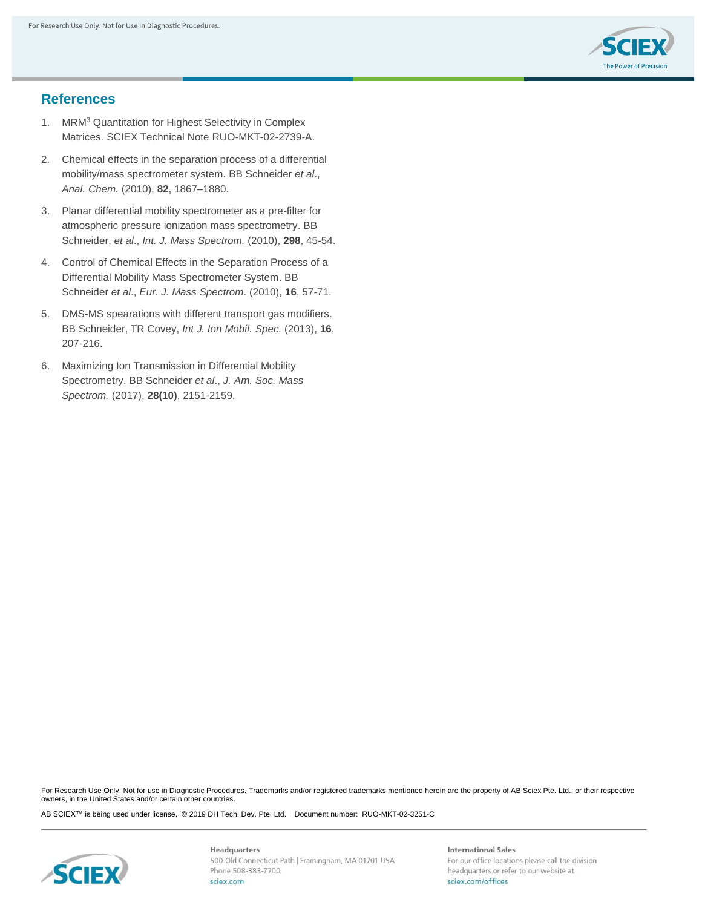## References

1. MRM[3] Quantitation for Highest Selectivity in Complex Matrices. SCIEX Technical Note RUO-MKT-02-2739-A.
2. Chemical effects in the separation process of a differential mobility/mass spectrometer system. BB Schneider *et al*., *Anal. Chem.* (2010), **82**, 1867–1880.
3. Planar differential mobility spectrometer as a pre-filter for atmospheric pressure ionization mass spectrometry. BB Schneider, *et al*., *Int. J. Mass Spectrom.* (2010), **298**, 45-54.
4. Control of Chemical Effects in the Separation Process of a Differential Mobility Mass Spectrometer System. BB Schneider *et al*., *Eur. J. Mass Spectrom*. (2010), **16**, 57-71.
5. DMS-MS spearations with different transport gas modifiers. BB Schneider, TR Covey, *Int J. Ion Mobil. Spec.* (2013), **16**, 207-216.
6. Maximizing Ion Transmission in Differential Mobility Spectrometry. BB Schneider *et al*., *J. Am. Soc. Mass Spectrom.* (2017), **28(10)**, 2151-2159.

For Research Use Only. Not for use in Diagnostic Procedures. Trademarks and/or registered trademarks mentioned herein are the property of AB Sciex Pte. Ltd., or their respective owners, in the United States and/or certain other countries.

AB SCIEX™ is being used under license. © 2019 DH Tech. Dev. Pte. Ltd. Document number: RUO-MKT-02-3251-C

**Headquarters**
500 Old Connecticut Path | Framingham, MA 01701 USA
Phone 508-383-7700
sciex.com

**International Sales**
For our office locations please call the division headquarters or refer to our website at sciex.com/offices